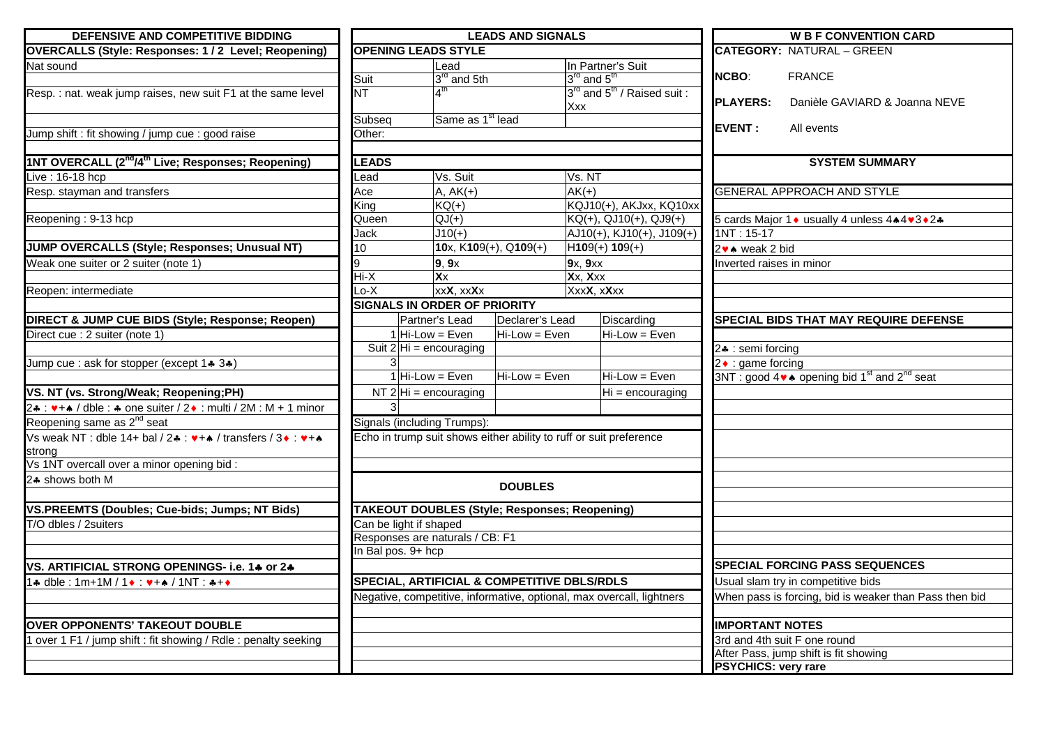## W B F CONVENTION CARD

**CATEGORY:** NATURAL – GREEN

**NCBO:** FRANCE

**PLAYERS:** Danièle GAVIARD & Joanna NEVE

**EVENT :** All events

## SYSTEM SUMMARY

### GENERAL APPROACH AND STYLE

5 cards Major 1♦ usually 4 unless 4♠4♥3♦2♣

1NT : 15-17

2♥♠ weak 2 bid

Inverted raises in minor

### SPECIAL BIDS THAT MAY REQUIRE DEFENSE

2♣ : semi forcing

2♦ : game forcing

3NT : good 4♥♠ opening bid 1st and 2nd seat

### SPECIAL FORCING PASS SEQUENCES

Usual slam try in competitive bids

When pass is forcing, bid is weaker than Pass then bid

### IMPORTANT NOTES

3rd and 4th suit F one round

After Pass, jump shift is fit showing

**PSYCHICS: very rare**

## DEFENSIVE AND COMPETITIVE BIDDING

### OVERCALLS (Style: Responses: 1 / 2 Level; Reopening)

Nat sound

Resp. : nat. weak jump raises, new suit F1 at the same level

Jump shift : fit showing / jump cue : good raise

### 1NT OVERCALL (2nd/4th Live; Responses; Reopening)

Live : 16-18 hcp

Resp. stayman and transfers

Reopening : 9-13 hcp

### JUMP OVERCALLS (Style; Responses; Unusual NT)

Weak one suiter or 2 suiter (note 1)

Reopen: intermediate

### DIRECT & JUMP CUE BIDS (Style; Response; Reopen)

Direct cue : 2 suiter (note 1)

Jump cue : ask for stopper (except 1♣ 3♣)

### VS. NT (vs. Strong/Weak; Reopening;PH)

2♣ : ♥+♠ / dble : ♣ one suiter / 2♦ : multi / 2M : M + 1 minor

Reopening same as 2nd seat

Vs weak NT : dble 14+ bal / 2♣ : ♥+♠ / transfers / 3♦ : ♥+♠ strong

Vs 1NT overcall over a minor opening bid :

2♣ shows both M

### VS.PREEMTS (Doubles; Cue-bids; Jumps; NT Bids)

T/O dbles / 2suiters

### VS. ARTIFICIAL STRONG OPENINGS- i.e. 1♣ or 2♣

1♣ dble : 1m+1M / 1♦ : ♥+♠ / 1NT : ♣+♦

### OVER OPPONENTS' TAKEOUT DOUBLE

1 over 1 F1 / jump shift : fit showing / Rdle : penalty seeking

## LEADS AND SIGNALS

### OPENING LEADS STYLE

| | Lead | In Partner's Suit |
|---|---|---|
| Suit | 3rd and 5th | 3rd and 5th |
| NT | 4th | 3rd and 5th / Raised suit : Xxx |
| Subseq | Same as 1st lead | |
| Other: | | |

### LEADS

| Lead | Vs. Suit | Vs. NT |
|---|---|---|
| Ace | A, AK(+) | AK(+) |
| King | KQ(+) | KQJ10(+), AKJxx, KQ10xx |
| Queen | QJ(+) | KQ(+), QJ10(+), QJ9(+) |
| Jack | J10(+) | AJ10(+), KJ10(+), J109(+) |
| 10 | **10**x, K**10**9(+), Q**10**9(+) | H**10**9(+) **10**9(+) |
| 9 | **9**, **9**x | **9**x, **9**xx |
| Hi-X | **X**x | **X**x, **X**xx |
| Lo-X | xx**X**, xx**X**x | Xxx**X**, x**X**xx |

### SIGNALS IN ORDER OF PRIORITY

| | | Partner's Lead | Declarer's Lead | Discarding |
|---|---|---|---|---|
| Suit | 1 | Hi-Low = Even | Hi-Low = Even | Hi-Low = Even |
| | 2 | Hi = encouraging | | |
| | 3 | | | |
| NT | 1 | Hi-Low = Even | Hi-Low = Even | Hi-Low = Even |
| | 2 | Hi = encouraging | | Hi = encouraging |
| | 3 | | | |

Signals (including Trumps):

Echo in trump suit shows either ability to ruff or suit preference

## DOUBLES

### TAKEOUT DOUBLES (Style; Responses; Reopening)

Can be light if shaped

Responses are naturals / CB: F1

In Bal pos. 9+ hcp

### SPECIAL, ARTIFICIAL & COMPETITIVE DBLS/RDLS

Negative, competitive, informative, optional, max overcall, lightners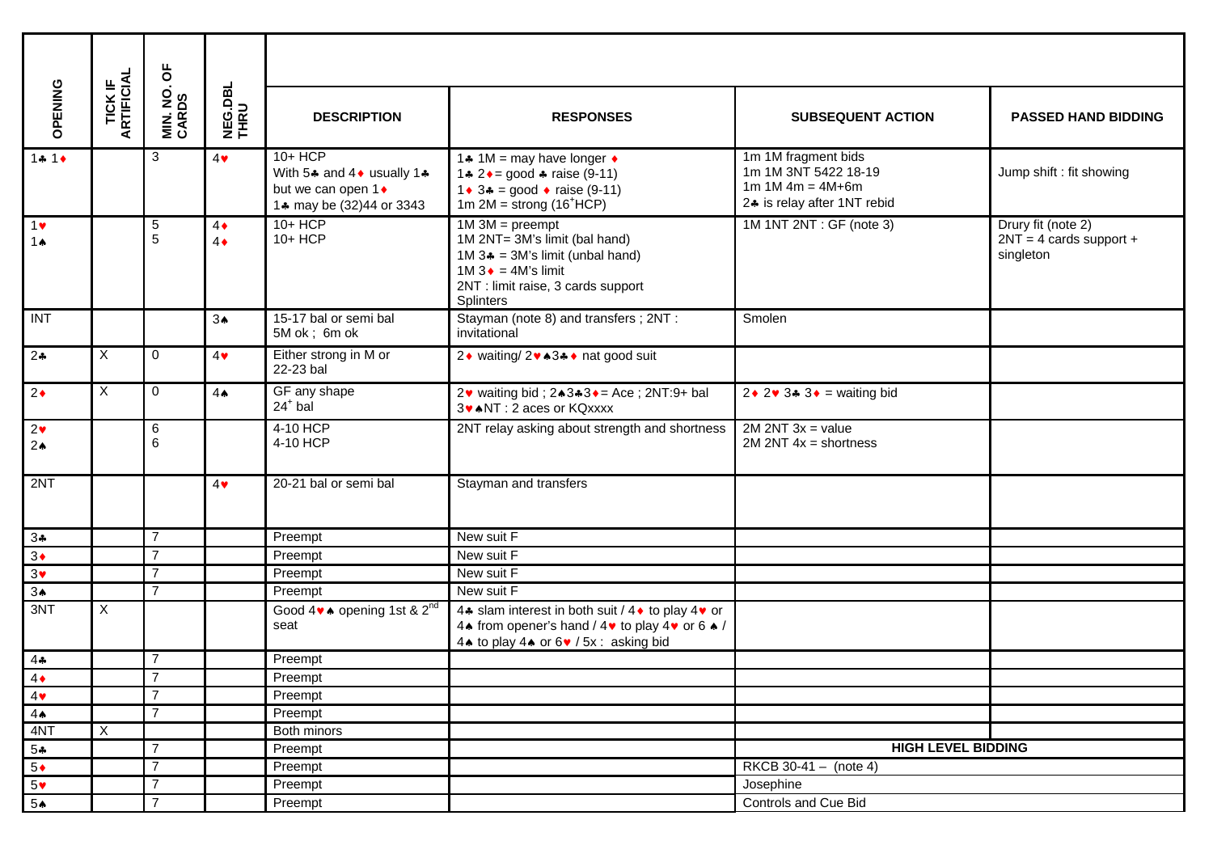| OPENING | TICK IF ARTIFICIAL | MIN. NO. OF CARDS | NEG.DBL THRU | DESCRIPTION | RESPONSES | SUBSEQUENT ACTION | PASSED HAND BIDDING |
|---|---|---|---|---|---|---|---|
| 1♣ 1♦ | | 3 | 4♥ | 10+ HCP<br>With 5♣ and 4♦ usually 1♣ but we can open 1♦<br>1♣ may be (32)44 or 3343 | 1♣ 1M = may have longer ♦<br>1♣ 2♦= good ♣ raise (9-11)<br>1♦ 3♣ = good ♦ raise (9-11)<br>1m 2M = strong (16+HCP) | 1m 1M fragment bids<br>1m 1M 3NT 5422 18-19<br>1m 1M 4m = 4M+6m<br>2♣ is relay after 1NT rebid | Jump shift : fit showing |
| 1♥<br>1♠ | | 5<br>5 | 4♦<br>4♦ | 10+ HCP<br>10+ HCP | 1M 3M = preempt<br>1M 2NT= 3M's limit (bal hand)<br>1M 3♣ = 3M's limit (unbal hand)<br>1M 3♦ = 4M's limit<br>2NT : limit raise, 3 cards support<br>Splinters | 1M 1NT 2NT : GF (note 3) | Drury fit (note 2)<br>2NT = 4 cards support + singleton |
| INT | | | 3♠ | 15-17 bal or semi bal<br>5M ok ; 6m ok | Stayman (note 8) and transfers ; 2NT : invitational | Smolen | |
| 2♣ | X | 0 | 4♥ | Either strong in M or 22-23 bal | 2♦ waiting/ 2♥♠3♣♦ nat good suit | | |
| 2♦ | X | 0 | 4♠ | GF any shape<br>24+ bal | 2♥ waiting bid ; 2♠3♣3♦= Ace ; 2NT:9+ bal<br>3♥♠NT : 2 aces or KQxxxx | 2♦ 2♥ 3♣ 3♦ = waiting bid | |
| 2♥<br>2♠ | | 6<br>6 | | 4-10 HCP<br>4-10 HCP | 2NT relay asking about strength and shortness | 2M 2NT 3x = value<br>2M 2NT 4x = shortness | |
| 2NT | | | 4♥ | 20-21 bal or semi bal | Stayman and transfers | | |
| 3♣ | | 7 | | Preempt | New suit F | | |
| 3♦ | | 7 | | Preempt | New suit F | | |
| 3♥ | | 7 | | Preempt | New suit F | | |
| 3♠ | | 7 | | Preempt | New suit F | | |
| 3NT | X | | | Good 4♥♠ opening 1st & 2nd seat | 4♣ slam interest in both suit / 4♦ to play 4♥ or 4♠ from opener's hand / 4♥ to play 4♥ or 6 ♠ / 4♠ to play 4♠ or 6♥ / 5x : asking bid | | |
| 4♣ | | 7 | | Preempt | | | |
| 4♦ | | 7 | | Preempt | | | |
| 4♥ | | 7 | | Preempt | | | |
| 4♠ | | 7 | | Preempt | | | |
| 4NT | X | | | Both minors | | | |
| 5♣ | | 7 | | Preempt | | **HIGH LEVEL BIDDING** | |
| 5♦ | | 7 | | Preempt | | RKCB 30-41 – (note 4) | |
| 5♥ | | 7 | | Preempt | | Josephine | |
| 5♠ | | 7 | | Preempt | | Controls and Cue Bid | |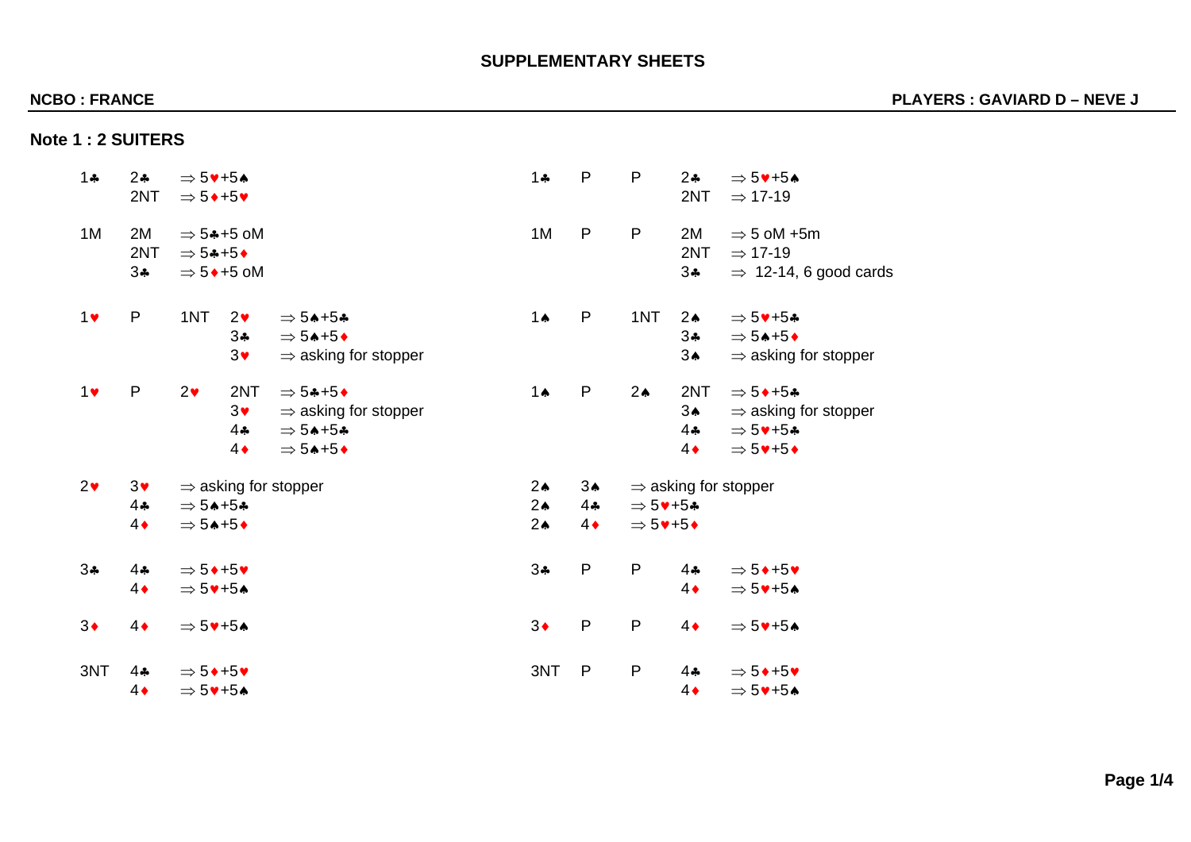# SUPPLEMENTARY SHEETS

**NCBO : FRANCE** — **PLAYERS : GAVIARD D – NEVE J**

## Note 1 : 2 SUITERS

| | | | | |
|---|---|---|---|---|
| 1♣ | 2♣ | ⇒ 5♥+5♠ | | |
| | 2NT | ⇒ 5♦+5♥ | | |
| 1M | 2M | ⇒ 5♣+5 oM | | |
| | 2NT | ⇒ 5♣+5♦ | | |
| | 3♣ | ⇒ 5♦+5 oM | | |
| 1♥ | P | 1NT | 2♥ | ⇒ 5♠+5♣ |
| | | | 3♣ | ⇒ 5♠+5♦ |
| | | | 3♥ | ⇒ asking for stopper |
| 1♥ | P | 2♥ | 2NT | ⇒ 5♣+5♦ |
| | | | 3♥ | ⇒ asking for stopper |
| | | | 4♣ | ⇒ 5♠+5♣ |
| | | | 4♦ | ⇒ 5♠+5♦ |
| 2♥ | 3♥ | ⇒ asking for stopper | | |
| | 4♣ | ⇒ 5♠+5♣ | | |
| | 4♦ | ⇒ 5♠+5♦ | | |
| 3♣ | 4♣ | ⇒ 5♦+5♥ | | |
| | 4♦ | ⇒ 5♥+5♠ | | |
| 3♦ | 4♦ | ⇒ 5♥+5♠ | | |
| 3NT | 4♣ | ⇒ 5♦+5♥ | | |
| | 4♦ | ⇒ 5♥+5♠ | | |

| | | | | |
|---|---|---|---|---|
| 1♣ | P | P | 2♣ | ⇒ 5♥+5♠ |
| | | | 2NT | ⇒ 17-19 |
| 1M | P | P | 2M | ⇒ 5 oM +5m |
| | | | 2NT | ⇒ 17-19 |
| | | | 3♣ | ⇒ 12-14, 6 good cards |
| 1♠ | P | 1NT | 2♠ | ⇒ 5♥+5♣ |
| | | | 3♣ | ⇒ 5♠+5♦ |
| | | | 3♠ | ⇒ asking for stopper |
| 1♠ | P | 2♠ | 2NT | ⇒ 5♦+5♣ |
| | | | 3♠ | ⇒ asking for stopper |
| | | | 4♣ | ⇒ 5♥+5♣ |
| | | | 4♦ | ⇒ 5♥+5♦ |
| 2♠ | 3♠ | ⇒ asking for stopper | | |
| 2♠ | 4♣ | ⇒ 5♥+5♣ | | |
| 2♠ | 4♦ | ⇒ 5♥+5♦ | | |
| 3♣ | P | P | 4♣ | ⇒ 5♦+5♥ |
| | | | 4♦ | ⇒ 5♥+5♠ |
| 3♦ | P | P | 4♦ | ⇒ 5♥+5♠ |
| 3NT | P | P | 4♣ | ⇒ 5♦+5♥ |
| | | | 4♦ | ⇒ 5♥+5♠ |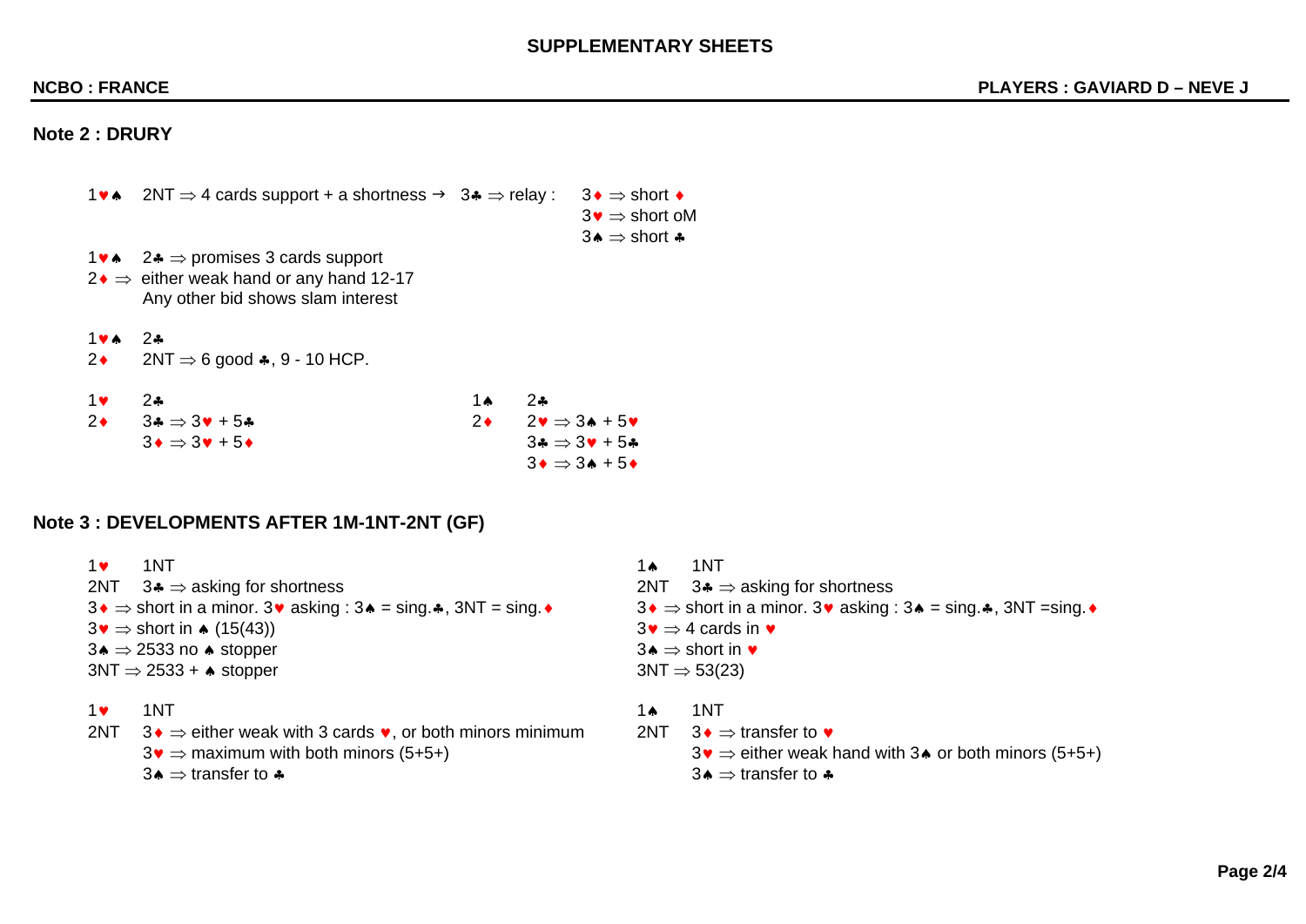## SUPPLEMENTARY SHEETS

**NCBO : FRANCE** **PLAYERS : GAVIARD D – NEVE J**

### Note 2 : DRURY

1♥♠ 2NT ⇒ 4 cards support + a shortness → 3♣ ⇒ relay :
- 3♦ ⇒ short ♦
- 3♥ ⇒ short oM
- 3♠ ⇒ short ♣

1♥♠ 2♣ ⇒ promises 3 cards support
2♦ ⇒ either weak hand or any hand 12-17
Any other bid shows slam interest

1♥♠ 2♣
2♦ 2NT ⇒ 6 good ♣, 9 - 10 HCP.

1♥ 2♣
2♦ 3♣ ⇒ 3♥ + 5♣
3♦ ⇒ 3♥ + 5♦

1♠ 2♣
2♦ 2♥ ⇒ 3♠ + 5♥
3♣ ⇒ 3♥ + 5♣
3♦ ⇒ 3♠ + 5♦

### Note 3 : DEVELOPMENTS AFTER 1M-1NT-2NT (GF)

1♥ 1NT
2NT 3♣ ⇒ asking for shortness
3♦ ⇒ short in a minor. 3♥ asking : 3♠ = sing.♣, 3NT = sing.♦
3♥ ⇒ short in ♠ (15(43))
3♠ ⇒ 2533 no ♠ stopper
3NT ⇒ 2533 + ♠ stopper

1♥ 1NT
2NT 3♦ ⇒ either weak with 3 cards ♥, or both minors minimum
3♥ ⇒ maximum with both minors (5+5+)
3♠ ⇒ transfer to ♣

1♠ 1NT
2NT 3♣ ⇒ asking for shortness
3♦ ⇒ short in a minor. 3♥ asking : 3♠ = sing.♣, 3NT =sing.♦
3♥ ⇒ 4 cards in ♥
3♠ ⇒ short in ♥
3NT ⇒ 53(23)

1♠ 1NT
2NT 3♦ ⇒ transfer to ♥
3♥ ⇒ either weak hand with 3♠ or both minors (5+5+)
3♠ ⇒ transfer to ♣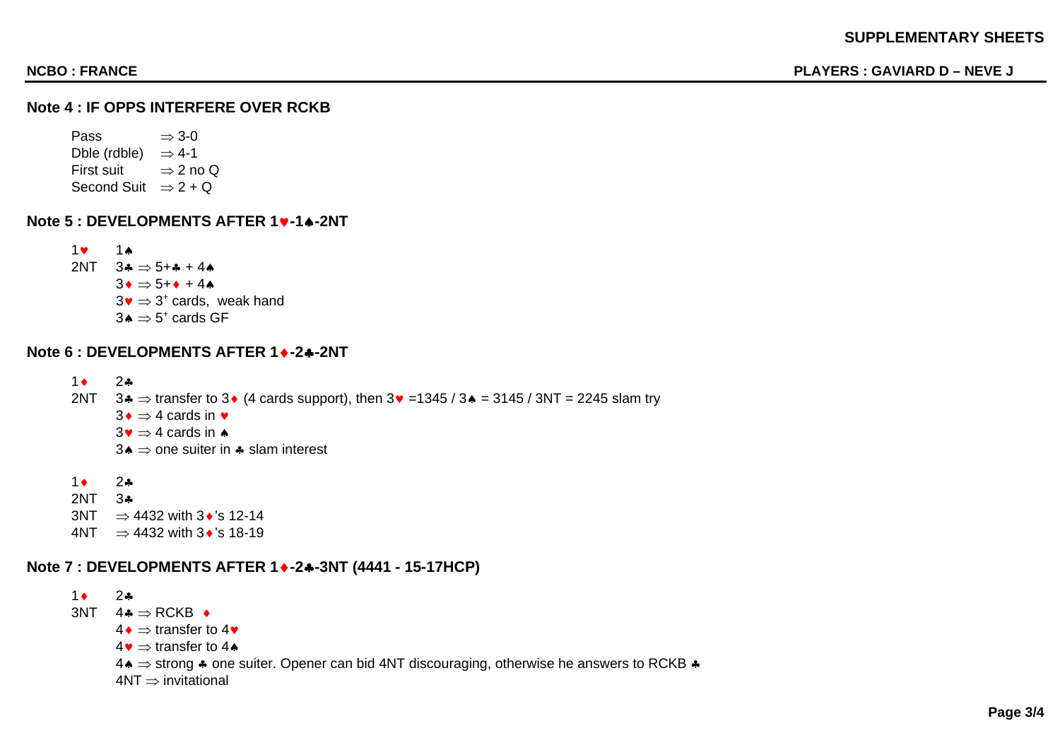**SUPPLEMENTARY SHEETS**

**NCBO : FRANCE** **PLAYERS : GAVIARD D – NEVE J**

## Note 4 : IF OPPS INTERFERE OVER RCKB

| | |
|---|---|
| Pass | ⇒ 3-0 |
| Dble (rdble) | ⇒ 4-1 |
| First suit | ⇒ 2 no Q |
| Second Suit | ⇒ 2 + Q |

## Note 5 : DEVELOPMENTS AFTER 1♥-1♠-2NT

1♥ 1♠
2NT 3♣ ⇒ 5+♣ + 4♠
 3♦ ⇒ 5+♦ + 4♠
 3♥ ⇒ 3+ cards, weak hand
 3♠ ⇒ 5+ cards GF

## Note 6 : DEVELOPMENTS AFTER 1♦-2♣-2NT

1♦ 2♣
2NT 3♣ ⇒ transfer to 3♦ (4 cards support), then 3♥ =1345 / 3♠ = 3145 / 3NT = 2245 slam try
 3♦ ⇒ 4 cards in ♥
 3♥ ⇒ 4 cards in ♠
 3♠ ⇒ one suiter in ♣ slam interest

1♦ 2♣
2NT 3♣
3NT ⇒ 4432 with 3♦'s 12-14
4NT ⇒ 4432 with 3♦'s 18-19

## Note 7 : DEVELOPMENTS AFTER 1♦-2♣-3NT (4441 - 15-17HCP)

1♦ 2♣
3NT 4♣ ⇒ RCKB ♦
 4♦ ⇒ transfer to 4♥
 4♥ ⇒ transfer to 4♠
 4♠ ⇒ strong ♣ one suiter. Opener can bid 4NT discouraging, otherwise he answers to RCKB ♣
 4NT ⇒ invitational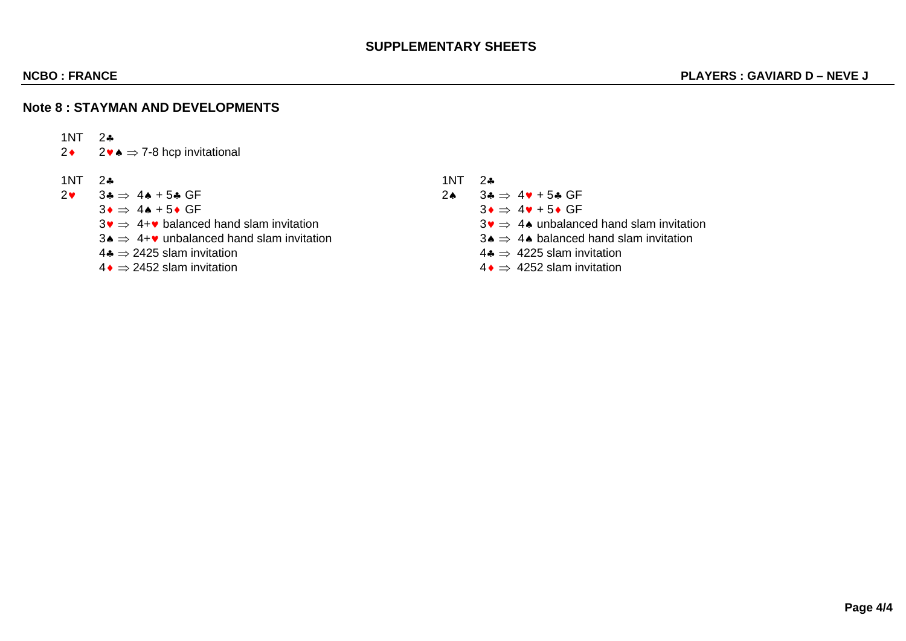# SUPPLEMENTARY SHEETS

**NCBO : FRANCE** **PLAYERS : GAVIARD D – NEVE J**

## Note 8 : STAYMAN AND DEVELOPMENTS

1NT 2♣
2♦ 2♥♠ ⇒ 7-8 hcp invitational

1NT 2♣
2♥ 3♣ ⇒ 4♠ + 5♣ GF
3♦ ⇒ 4♠ + 5♦ GF
3♥ ⇒ 4+♥ balanced hand slam invitation
3♠ ⇒ 4+♥ unbalanced hand slam invitation
4♣ ⇒ 2425 slam invitation
4♦ ⇒ 2452 slam invitation

1NT 2♣
2♠ 3♣ ⇒ 4♥ + 5♣ GF
3♦ ⇒ 4♥ + 5♦ GF
3♥ ⇒ 4♠ unbalanced hand slam invitation
3♠ ⇒ 4♠ balanced hand slam invitation
4♣ ⇒ 4225 slam invitation
4♦ ⇒ 4252 slam invitation